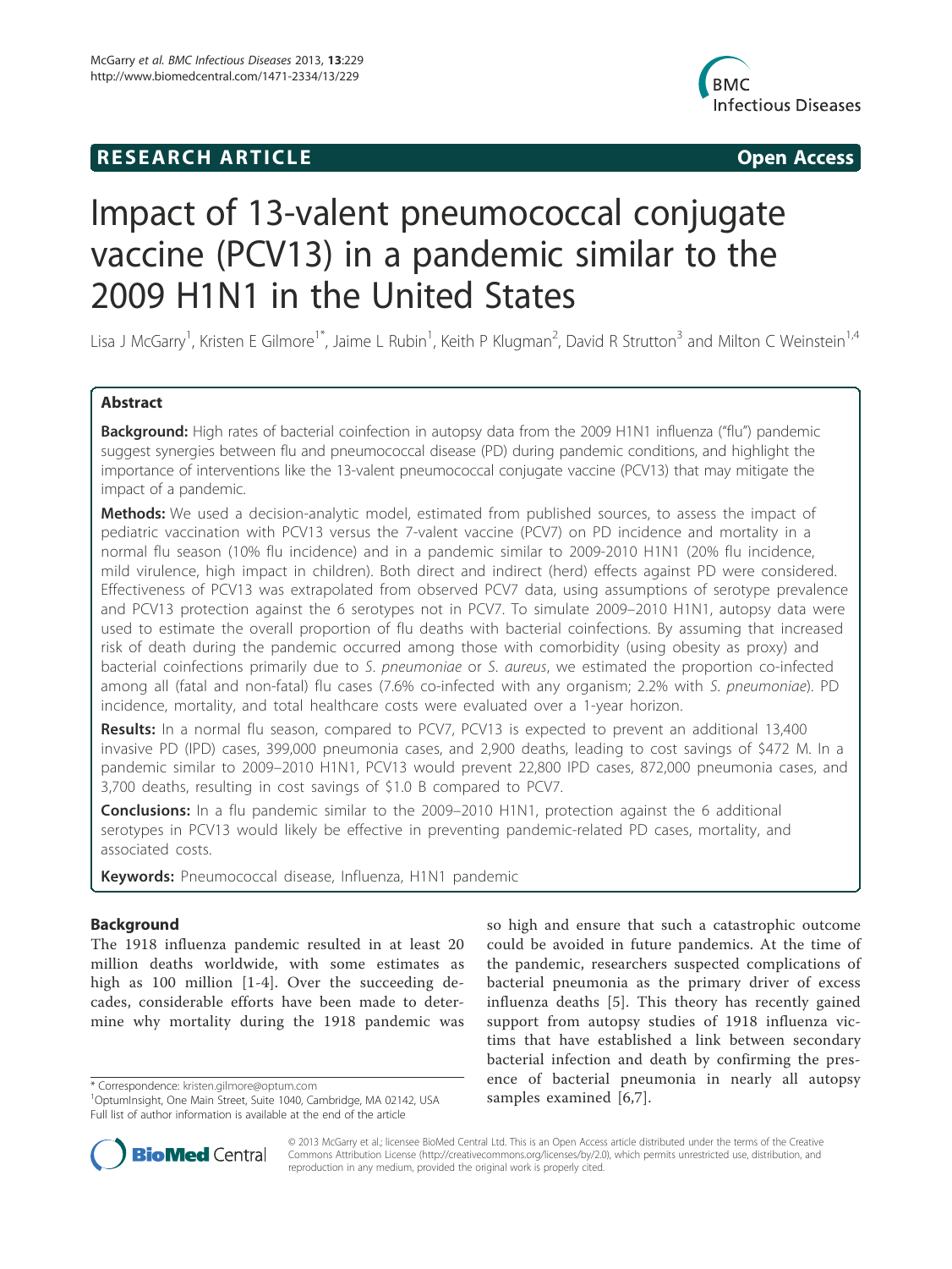**RESEARCH ARTICLE** **Open Access**

# Impact of 13-valent pneumococcal conjugate vaccine (PCV13) in a pandemic similar to the 2009 H1N1 in the United States

Lisa J McGarry[1], Kristen E Gilmore[1*], Jaime L Rubin[1], Keith P Klugman[2], David R Strutton[3] and Milton C Weinstein[1,4]

## Abstract

**Background:** High rates of bacterial coinfection in autopsy data from the 2009 H1N1 influenza ("flu") pandemic suggest synergies between flu and pneumococcal disease (PD) during pandemic conditions, and highlight the importance of interventions like the 13-valent pneumococcal conjugate vaccine (PCV13) that may mitigate the impact of a pandemic.

**Methods:** We used a decision-analytic model, estimated from published sources, to assess the impact of pediatric vaccination with PCV13 versus the 7-valent vaccine (PCV7) on PD incidence and mortality in a normal flu season (10% flu incidence) and in a pandemic similar to 2009-2010 H1N1 (20% flu incidence, mild virulence, high impact in children). Both direct and indirect (herd) effects against PD were considered. Effectiveness of PCV13 was extrapolated from observed PCV7 data, using assumptions of serotype prevalence and PCV13 protection against the 6 serotypes not in PCV7. To simulate 2009–2010 H1N1, autopsy data were used to estimate the overall proportion of flu deaths with bacterial coinfections. By assuming that increased risk of death during the pandemic occurred among those with comorbidity (using obesity as proxy) and bacterial coinfections primarily due to *S. pneumoniae* or *S. aureus*, we estimated the proportion co-infected among all (fatal and non-fatal) flu cases (7.6% co-infected with any organism; 2.2% with *S. pneumoniae*). PD incidence, mortality, and total healthcare costs were evaluated over a 1-year horizon.

**Results:** In a normal flu season, compared to PCV7, PCV13 is expected to prevent an additional 13,400 invasive PD (IPD) cases, 399,000 pneumonia cases, and 2,900 deaths, leading to cost savings of $472 M. In a pandemic similar to 2009–2010 H1N1, PCV13 would prevent 22,800 IPD cases, 872,000 pneumonia cases, and 3,700 deaths, resulting in cost savings of $1.0 B compared to PCV7.

**Conclusions:** In a flu pandemic similar to the 2009–2010 H1N1, protection against the 6 additional serotypes in PCV13 would likely be effective in preventing pandemic-related PD cases, mortality, and associated costs.

**Keywords:** Pneumococcal disease, Influenza, H1N1 pandemic

## Background

The 1918 influenza pandemic resulted in at least 20 million deaths worldwide, with some estimates as high as 100 million [1-4]. Over the succeeding decades, considerable efforts have been made to determine why mortality during the 1918 pandemic was so high and ensure that such a catastrophic outcome could be avoided in future pandemics. At the time of the pandemic, researchers suspected complications of bacterial pneumonia as the primary driver of excess influenza deaths [5]. This theory has recently gained support from autopsy studies of 1918 influenza victims that have established a link between secondary bacterial infection and death by confirming the presence of bacterial pneumonia in nearly all autopsy samples examined [6,7].

\* Correspondence: kristen.gilmore@optum.com
[1]OptumInsight, One Main Street, Suite 1040, Cambridge, MA 02142, USA
Full list of author information is available at the end of the article

© 2013 McGarry et al.; licensee BioMed Central Ltd. This is an Open Access article distributed under the terms of the Creative Commons Attribution License (http://creativecommons.org/licenses/by/2.0), which permits unrestricted use, distribution, and reproduction in any medium, provided the original work is properly cited.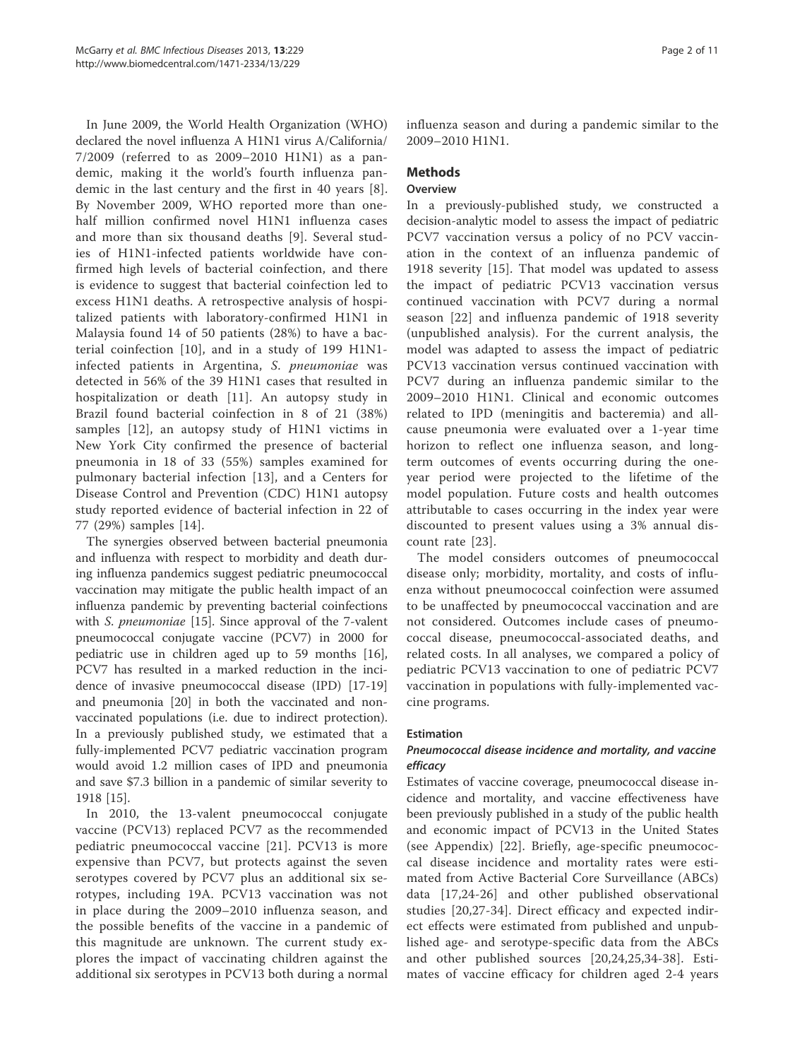In June 2009, the World Health Organization (WHO) declared the novel influenza A H1N1 virus A/California/7/2009 (referred to as 2009–2010 H1N1) as a pandemic, making it the world's fourth influenza pandemic in the last century and the first in 40 years [8]. By November 2009, WHO reported more than one-half million confirmed novel H1N1 influenza cases and more than six thousand deaths [9]. Several studies of H1N1-infected patients worldwide have confirmed high levels of bacterial coinfection, and there is evidence to suggest that bacterial coinfection led to excess H1N1 deaths. A retrospective analysis of hospitalized patients with laboratory-confirmed H1N1 in Malaysia found 14 of 50 patients (28%) to have a bacterial coinfection [10], and in a study of 199 H1N1-infected patients in Argentina, *S. pneumoniae* was detected in 56% of the 39 H1N1 cases that resulted in hospitalization or death [11]. An autopsy study in Brazil found bacterial coinfection in 8 of 21 (38%) samples [12], an autopsy study of H1N1 victims in New York City confirmed the presence of bacterial pneumonia in 18 of 33 (55%) samples examined for pulmonary bacterial infection [13], and a Centers for Disease Control and Prevention (CDC) H1N1 autopsy study reported evidence of bacterial infection in 22 of 77 (29%) samples [14].

The synergies observed between bacterial pneumonia and influenza with respect to morbidity and death during influenza pandemics suggest pediatric pneumococcal vaccination may mitigate the public health impact of an influenza pandemic by preventing bacterial coinfections with *S. pneumoniae* [15]. Since approval of the 7-valent pneumococcal conjugate vaccine (PCV7) in 2000 for pediatric use in children aged up to 59 months [16], PCV7 has resulted in a marked reduction in the incidence of invasive pneumococcal disease (IPD) [17-19] and pneumonia [20] in both the vaccinated and non-vaccinated populations (i.e. due to indirect protection). In a previously published study, we estimated that a fully-implemented PCV7 pediatric vaccination program would avoid 1.2 million cases of IPD and pneumonia and save $7.3 billion in a pandemic of similar severity to 1918 [15].

In 2010, the 13-valent pneumococcal conjugate vaccine (PCV13) replaced PCV7 as the recommended pediatric pneumococcal vaccine [21]. PCV13 is more expensive than PCV7, but protects against the seven serotypes covered by PCV7 plus an additional six serotypes, including 19A. PCV13 vaccination was not in place during the 2009–2010 influenza season, and the possible benefits of the vaccine in a pandemic of this magnitude are unknown. The current study explores the impact of vaccinating children against the additional six serotypes in PCV13 both during a normal influenza season and during a pandemic similar to the 2009–2010 H1N1.

## Methods

### Overview

In a previously-published study, we constructed a decision-analytic model to assess the impact of pediatric PCV7 vaccination versus a policy of no PCV vaccination in the context of an influenza pandemic of 1918 severity [15]. That model was updated to assess the impact of pediatric PCV13 vaccination versus continued vaccination with PCV7 during a normal season [22] and influenza pandemic of 1918 severity (unpublished analysis). For the current analysis, the model was adapted to assess the impact of pediatric PCV13 vaccination versus continued vaccination with PCV7 during an influenza pandemic similar to the 2009–2010 H1N1. Clinical and economic outcomes related to IPD (meningitis and bacteremia) and all-cause pneumonia were evaluated over a 1-year time horizon to reflect one influenza season, and long-term outcomes of events occurring during the one-year period were projected to the lifetime of the model population. Future costs and health outcomes attributable to cases occurring in the index year were discounted to present values using a 3% annual discount rate [23].

The model considers outcomes of pneumococcal disease only; morbidity, mortality, and costs of influenza without pneumococcal coinfection were assumed to be unaffected by pneumococcal vaccination and are not considered. Outcomes include cases of pneumococcal disease, pneumococcal-associated deaths, and related costs. In all analyses, we compared a policy of pediatric PCV13 vaccination to one of pediatric PCV7 vaccination in populations with fully-implemented vaccine programs.

### Estimation

#### Pneumococcal disease incidence and mortality, and vaccine efficacy

Estimates of vaccine coverage, pneumococcal disease incidence and mortality, and vaccine effectiveness have been previously published in a study of the public health and economic impact of PCV13 in the United States (see Appendix) [22]. Briefly, age-specific pneumococcal disease incidence and mortality rates were estimated from Active Bacterial Core Surveillance (ABCs) data [17,24-26] and other published observational studies [20,27-34]. Direct efficacy and expected indirect effects were estimated from published and unpublished age- and serotype-specific data from the ABCs and other published sources [20,24,25,34-38]. Estimates of vaccine efficacy for children aged 2-4 years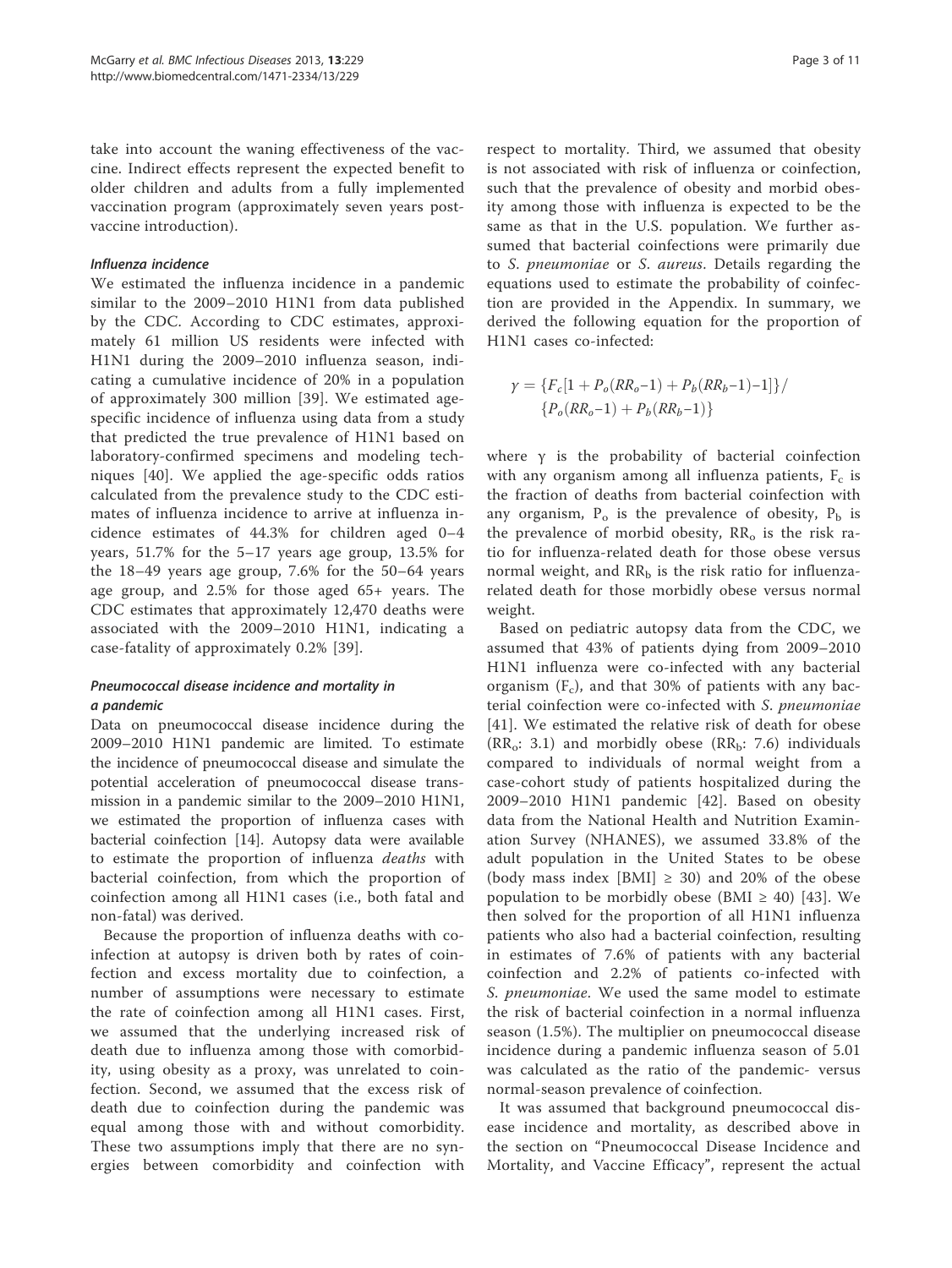take into account the waning effectiveness of the vaccine. Indirect effects represent the expected benefit to older children and adults from a fully implemented vaccination program (approximately seven years post-vaccine introduction).

#### *Influenza incidence*

We estimated the influenza incidence in a pandemic similar to the 2009–2010 H1N1 from data published by the CDC. According to CDC estimates, approximately 61 million US residents were infected with H1N1 during the 2009–2010 influenza season, indicating a cumulative incidence of 20% in a population of approximately 300 million [39]. We estimated age-specific incidence of influenza using data from a study that predicted the true prevalence of H1N1 based on laboratory-confirmed specimens and modeling techniques [40]. We applied the age-specific odds ratios calculated from the prevalence study to the CDC estimates of influenza incidence to arrive at influenza incidence estimates of 44.3% for children aged 0–4 years, 51.7% for the 5–17 years age group, 13.5% for the 18–49 years age group, 7.6% for the 50–64 years age group, and 2.5% for those aged 65+ years. The CDC estimates that approximately 12,470 deaths were associated with the 2009–2010 H1N1, indicating a case-fatality of approximately 0.2% [39].

#### *Pneumococcal disease incidence and mortality in a pandemic*

Data on pneumococcal disease incidence during the 2009–2010 H1N1 pandemic are limited. To estimate the incidence of pneumococcal disease and simulate the potential acceleration of pneumococcal disease transmission in a pandemic similar to the 2009–2010 H1N1, we estimated the proportion of influenza cases with bacterial coinfection [14]. Autopsy data were available to estimate the proportion of influenza *deaths* with bacterial coinfection, from which the proportion of coinfection among all H1N1 cases (i.e., both fatal and non-fatal) was derived.

Because the proportion of influenza deaths with coinfection at autopsy is driven both by rates of coinfection and excess mortality due to coinfection, a number of assumptions were necessary to estimate the rate of coinfection among all H1N1 cases. First, we assumed that the underlying increased risk of death due to influenza among those with comorbidity, using obesity as a proxy, was unrelated to coinfection. Second, we assumed that the excess risk of death due to coinfection during the pandemic was equal among those with and without comorbidity. These two assumptions imply that there are no synergies between comorbidity and coinfection with respect to mortality. Third, we assumed that obesity is not associated with risk of influenza or coinfection, such that the prevalence of obesity and morbid obesity among those with influenza is expected to be the same as that in the U.S. population. We further assumed that bacterial coinfections were primarily due to *S. pneumoniae* or *S. aureus*. Details regarding the equations used to estimate the probability of coinfection are provided in the Appendix. In summary, we derived the following equation for the proportion of H1N1 cases co-infected:

$$\gamma = \{F_c[1 + P_o(RR_o{-}1) + P_b(RR_b{-}1){-}1]\} / \{P_o(RR_o{-}1) + P_b(RR_b{-}1)\}$$

where $\gamma$ is the probability of bacterial coinfection with any organism among all influenza patients, $F_c$ is the fraction of deaths from bacterial coinfection with any organism, $P_o$ is the prevalence of obesity, $P_b$ is the prevalence of morbid obesity, $RR_o$ is the risk ratio for influenza-related death for those obese versus normal weight, and $RR_b$ is the risk ratio for influenza-related death for those morbidly obese versus normal weight.

Based on pediatric autopsy data from the CDC, we assumed that 43% of patients dying from 2009–2010 H1N1 influenza were co-infected with any bacterial organism ($F_c$), and that 30% of patients with any bacterial coinfection were co-infected with *S. pneumoniae* [41]. We estimated the relative risk of death for obese ($RR_o$: 3.1) and morbidly obese ($RR_b$: 7.6) individuals compared to individuals of normal weight from a case-cohort study of patients hospitalized during the 2009–2010 H1N1 pandemic [42]. Based on obesity data from the National Health and Nutrition Examination Survey (NHANES), we assumed 33.8% of the adult population in the United States to be obese (body mass index [BMI] ≥ 30) and 20% of the obese population to be morbidly obese (BMI ≥ 40) [43]. We then solved for the proportion of all H1N1 influenza patients who also had a bacterial coinfection, resulting in estimates of 7.6% of patients with any bacterial coinfection and 2.2% of patients co-infected with *S. pneumoniae*. We used the same model to estimate the risk of bacterial coinfection in a normal influenza season (1.5%). The multiplier on pneumococcal disease incidence during a pandemic influenza season of 5.01 was calculated as the ratio of the pandemic- versus normal-season prevalence of coinfection.

It was assumed that background pneumococcal disease incidence and mortality, as described above in the section on "Pneumococcal Disease Incidence and Mortality, and Vaccine Efficacy", represent the actual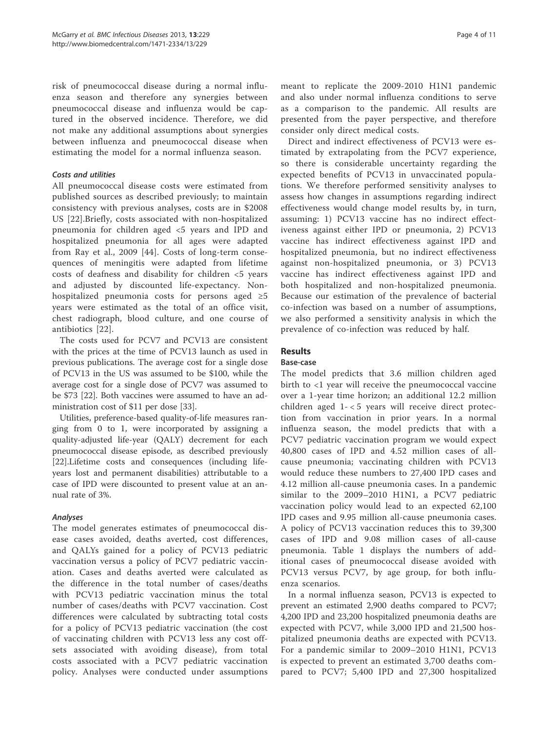risk of pneumococcal disease during a normal influenza season and therefore any synergies between pneumococcal disease and influenza would be captured in the observed incidence. Therefore, we did not make any additional assumptions about synergies between influenza and pneumococcal disease when estimating the model for a normal influenza season.

#### *Costs and utilities*

All pneumococcal disease costs were estimated from published sources as described previously; to maintain consistency with previous analyses, costs are in $2008 US [22].Briefly, costs associated with non-hospitalized pneumonia for children aged <5 years and IPD and hospitalized pneumonia for all ages were adapted from Ray et al., 2009 [44]. Costs of long-term consequences of meningitis were adapted from lifetime costs of deafness and disability for children <5 years and adjusted by discounted life-expectancy. Non-hospitalized pneumonia costs for persons aged ≥5 years were estimated as the total of an office visit, chest radiograph, blood culture, and one course of antibiotics [22].

The costs used for PCV7 and PCV13 are consistent with the prices at the time of PCV13 launch as used in previous publications. The average cost for a single dose of PCV13 in the US was assumed to be $100, while the average cost for a single dose of PCV7 was assumed to be $73 [22]. Both vaccines were assumed to have an administration cost of $11 per dose [33].

Utilities, preference-based quality-of-life measures ranging from 0 to 1, were incorporated by assigning a quality-adjusted life-year (QALY) decrement for each pneumococcal disease episode, as described previously [22].Lifetime costs and consequences (including life-years lost and permanent disabilities) attributable to a case of IPD were discounted to present value at an annual rate of 3%.

#### *Analyses*

The model generates estimates of pneumococcal disease cases avoided, deaths averted, cost differences, and QALYs gained for a policy of PCV13 pediatric vaccination versus a policy of PCV7 pediatric vaccination. Cases and deaths averted were calculated as the difference in the total number of cases/deaths with PCV13 pediatric vaccination minus the total number of cases/deaths with PCV7 vaccination. Cost differences were calculated by subtracting total costs for a policy of PCV13 pediatric vaccination (the cost of vaccinating children with PCV13 less any cost offsets associated with avoiding disease), from total costs associated with a PCV7 pediatric vaccination policy. Analyses were conducted under assumptions meant to replicate the 2009-2010 H1N1 pandemic and also under normal influenza conditions to serve as a comparison to the pandemic. All results are presented from the payer perspective, and therefore consider only direct medical costs.

Direct and indirect effectiveness of PCV13 were estimated by extrapolating from the PCV7 experience, so there is considerable uncertainty regarding the expected benefits of PCV13 in unvaccinated populations. We therefore performed sensitivity analyses to assess how changes in assumptions regarding indirect effectiveness would change model results by, in turn, assuming: 1) PCV13 vaccine has no indirect effectiveness against either IPD or pneumonia, 2) PCV13 vaccine has indirect effectiveness against IPD and hospitalized pneumonia, but no indirect effectiveness against non-hospitalized pneumonia, or 3) PCV13 vaccine has indirect effectiveness against IPD and both hospitalized and non-hospitalized pneumonia. Because our estimation of the prevalence of bacterial co-infection was based on a number of assumptions, we also performed a sensitivity analysis in which the prevalence of co-infection was reduced by half.

## Results

### Base-case

The model predicts that 3.6 million children aged birth to <1 year will receive the pneumococcal vaccine over a 1-year time horizon; an additional 12.2 million children aged 1- < 5 years will receive direct protection from vaccination in prior years. In a normal influenza season, the model predicts that with a PCV7 pediatric vaccination program we would expect 40,800 cases of IPD and 4.52 million cases of all-cause pneumonia; vaccinating children with PCV13 would reduce these numbers to 27,400 IPD cases and 4.12 million all-cause pneumonia cases. In a pandemic similar to the 2009–2010 H1N1, a PCV7 pediatric vaccination policy would lead to an expected 62,100 IPD cases and 9.95 million all-cause pneumonia cases. A policy of PCV13 vaccination reduces this to 39,300 cases of IPD and 9.08 million cases of all-cause pneumonia. Table 1 displays the numbers of additional cases of pneumococcal disease avoided with PCV13 versus PCV7, by age group, for both influenza scenarios.

In a normal influenza season, PCV13 is expected to prevent an estimated 2,900 deaths compared to PCV7; 4,200 IPD and 23,200 hospitalized pneumonia deaths are expected with PCV7, while 3,000 IPD and 21,500 hospitalized pneumonia deaths are expected with PCV13. For a pandemic similar to 2009–2010 H1N1, PCV13 is expected to prevent an estimated 3,700 deaths compared to PCV7; 5,400 IPD and 27,300 hospitalized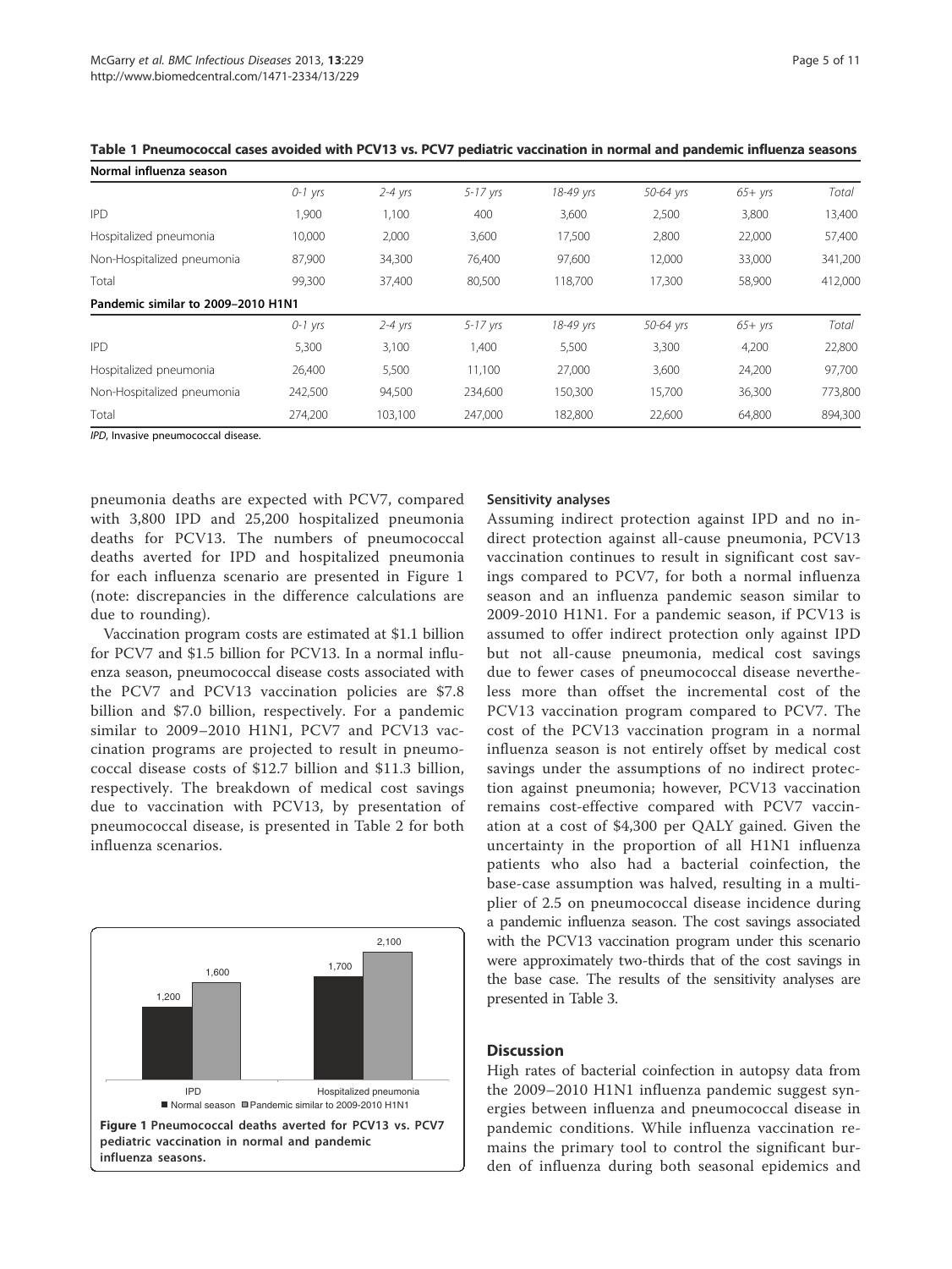**Table 1 Pneumococcal cases avoided with PCV13 vs. PCV7 pediatric vaccination in normal and pandemic influenza seasons**

| **Normal influenza season** | | | | | | | |
|---|---|---|---|---|---|---|---|
| | *0-1 yrs* | *2-4 yrs* | *5-17 yrs* | *18-49 yrs* | *50-64 yrs* | *65+ yrs* | *Total* |
| IPD | 1,900 | 1,100 | 400 | 3,600 | 2,500 | 3,800 | 13,400 |
| Hospitalized pneumonia | 10,000 | 2,000 | 3,600 | 17,500 | 2,800 | 22,000 | 57,400 |
| Non-Hospitalized pneumonia | 87,900 | 34,300 | 76,400 | 97,600 | 12,000 | 33,000 | 341,200 |
| Total | 99,300 | 37,400 | 80,500 | 118,700 | 17,300 | 58,900 | 412,000 |
| **Pandemic similar to 2009–2010 H1N1** | | | | | | | |
| | *0-1 yrs* | *2-4 yrs* | *5-17 yrs* | *18-49 yrs* | *50-64 yrs* | *65+ yrs* | *Total* |
| IPD | 5,300 | 3,100 | 1,400 | 5,500 | 3,300 | 4,200 | 22,800 |
| Hospitalized pneumonia | 26,400 | 5,500 | 11,100 | 27,000 | 3,600 | 24,200 | 97,700 |
| Non-Hospitalized pneumonia | 242,500 | 94,500 | 234,600 | 150,300 | 15,700 | 36,300 | 773,800 |
| Total | 274,200 | 103,100 | 247,000 | 182,800 | 22,600 | 64,800 | 894,300 |

*IPD*, Invasive pneumococcal disease.

pneumonia deaths are expected with PCV7, compared with 3,800 IPD and 25,200 hospitalized pneumonia deaths for PCV13. The numbers of pneumococcal deaths averted for IPD and hospitalized pneumonia for each influenza scenario are presented in Figure 1 (note: discrepancies in the difference calculations are due to rounding).

Vaccination program costs are estimated at $1.1 billion for PCV7 and $1.5 billion for PCV13. In a normal influenza season, pneumococcal disease costs associated with the PCV7 and PCV13 vaccination policies are $7.8 billion and $7.0 billion, respectively. For a pandemic similar to 2009–2010 H1N1, PCV7 and PCV13 vaccination programs are projected to result in pneumococcal disease costs of $12.7 billion and $11.3 billion, respectively. The breakdown of medical cost savings due to vaccination with PCV13, by presentation of pneumococcal disease, is presented in Table 2 for both influenza scenarios.

**Figure 1 Pneumococcal deaths averted for PCV13 vs. PCV7 pediatric vaccination in normal and pandemic influenza seasons.**

### Sensitivity analyses

Assuming indirect protection against IPD and no indirect protection against all-cause pneumonia, PCV13 vaccination continues to result in significant cost savings compared to PCV7, for both a normal influenza season and an influenza pandemic season similar to 2009-2010 H1N1. For a pandemic season, if PCV13 is assumed to offer indirect protection only against IPD but not all-cause pneumonia, medical cost savings due to fewer cases of pneumococcal disease nevertheless more than offset the incremental cost of the PCV13 vaccination program compared to PCV7. The cost of the PCV13 vaccination program in a normal influenza season is not entirely offset by medical cost savings under the assumptions of no indirect protection against pneumonia; however, PCV13 vaccination remains cost-effective compared with PCV7 vaccination at a cost of $4,300 per QALY gained. Given the uncertainty in the proportion of all H1N1 influenza patients who also had a bacterial coinfection, the base-case assumption was halved, resulting in a multiplier of 2.5 on pneumococcal disease incidence during a pandemic influenza season. The cost savings associated with the PCV13 vaccination program under this scenario were approximately two-thirds that of the cost savings in the base case. The results of the sensitivity analyses are presented in Table 3.

## Discussion

High rates of bacterial coinfection in autopsy data from the 2009–2010 H1N1 influenza pandemic suggest synergies between influenza and pneumococcal disease in pandemic conditions. While influenza vaccination remains the primary tool to control the significant burden of influenza during both seasonal epidemics and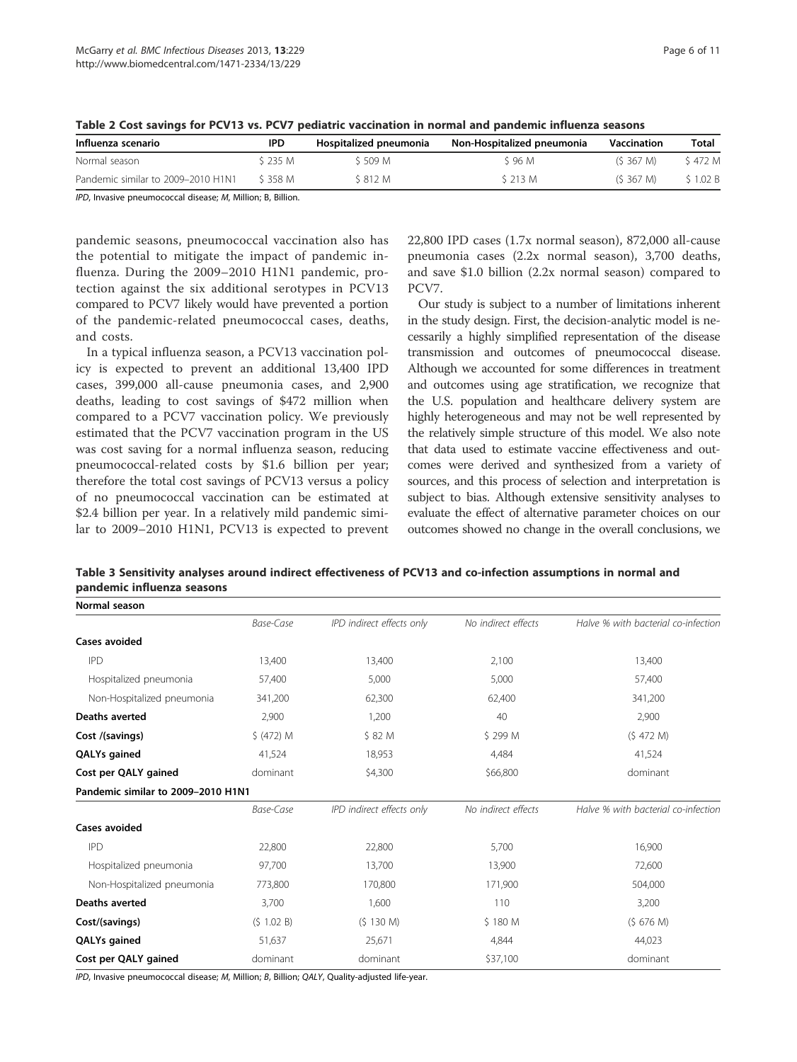**Table 2 Cost savings for PCV13 vs. PCV7 pediatric vaccination in normal and pandemic influenza seasons**

| Influenza scenario | IPD | Hospitalized pneumonia | Non-Hospitalized pneumonia | Vaccination | Total |
|---|---|---|---|---|---|
| Normal season | $ 235 M | $ 509 M | $ 96 M | ($ 367 M) | $ 472 M |
| Pandemic similar to 2009–2010 H1N1 | $ 358 M | $ 812 M | $ 213 M | ($ 367 M) | $ 1.02 B |

*IPD*, Invasive pneumococcal disease; *M*, Million; *B*, Billion.

pandemic seasons, pneumococcal vaccination also has the potential to mitigate the impact of pandemic influenza. During the 2009–2010 H1N1 pandemic, protection against the six additional serotypes in PCV13 compared to PCV7 likely would have prevented a portion of the pandemic-related pneumococcal cases, deaths, and costs.

In a typical influenza season, a PCV13 vaccination policy is expected to prevent an additional 13,400 IPD cases, 399,000 all-cause pneumonia cases, and 2,900 deaths, leading to cost savings of $472 million when compared to a PCV7 vaccination policy. We previously estimated that the PCV7 vaccination program in the US was cost saving for a normal influenza season, reducing pneumococcal-related costs by $1.6 billion per year; therefore the total cost savings of PCV13 versus a policy of no pneumococcal vaccination can be estimated at $2.4 billion per year. In a relatively mild pandemic similar to 2009–2010 H1N1, PCV13 is expected to prevent 22,800 IPD cases (1.7x normal season), 872,000 all-cause pneumonia cases (2.2x normal season), 3,700 deaths, and save $1.0 billion (2.2x normal season) compared to PCV7.

Our study is subject to a number of limitations inherent in the study design. First, the decision-analytic model is necessarily a highly simplified representation of the disease transmission and outcomes of pneumococcal disease. Although we accounted for some differences in treatment and outcomes using age stratification, we recognize that the U.S. population and healthcare delivery system are highly heterogeneous and may not be well represented by the relatively simple structure of this model. We also note that data used to estimate vaccine effectiveness and outcomes were derived and synthesized from a variety of sources, and this process of selection and interpretation is subject to bias. Although extensive sensitivity analyses to evaluate the effect of alternative parameter choices on our outcomes showed no change in the overall conclusions, we

**Table 3 Sensitivity analyses around indirect effectiveness of PCV13 and co-infection assumptions in normal and pandemic influenza seasons**

| **Normal season** | | | | |
|---|---|---|---|---|
| | *Base-Case* | *IPD indirect effects only* | *No indirect effects* | *Halve % with bacterial co-infection* |
| **Cases avoided** | | | | |
| IPD | 13,400 | 13,400 | 2,100 | 13,400 |
| Hospitalized pneumonia | 57,400 | 5,000 | 5,000 | 57,400 |
| Non-Hospitalized pneumonia | 341,200 | 62,300 | 62,400 | 341,200 |
| **Deaths averted** | 2,900 | 1,200 | 40 | 2,900 |
| **Cost /(savings)** | $ (472) M | $ 82 M | $ 299 M | ($ 472 M) |
| **QALYs gained** | 41,524 | 18,953 | 4,484 | 41,524 |
| **Cost per QALY gained** | dominant | $4,300 | $66,800 | dominant |
| **Pandemic similar to 2009–2010 H1N1** | | | | |
| | *Base-Case* | *IPD indirect effects only* | *No indirect effects* | *Halve % with bacterial co-infection* |
| **Cases avoided** | | | | |
| IPD | 22,800 | 22,800 | 5,700 | 16,900 |
| Hospitalized pneumonia | 97,700 | 13,700 | 13,900 | 72,600 |
| Non-Hospitalized pneumonia | 773,800 | 170,800 | 171,900 | 504,000 |
| **Deaths averted** | 3,700 | 1,600 | 110 | 3,200 |
| **Cost/(savings)** | ($ 1.02 B) | ($ 130 M) | $ 180 M | ($ 676 M) |
| **QALYs gained** | 51,637 | 25,671 | 4,844 | 44,023 |
| **Cost per QALY gained** | dominant | dominant | $37,100 | dominant |

*IPD*, Invasive pneumococcal disease; *M*, Million; *B*, Billion; *QALY*, Quality-adjusted life-year.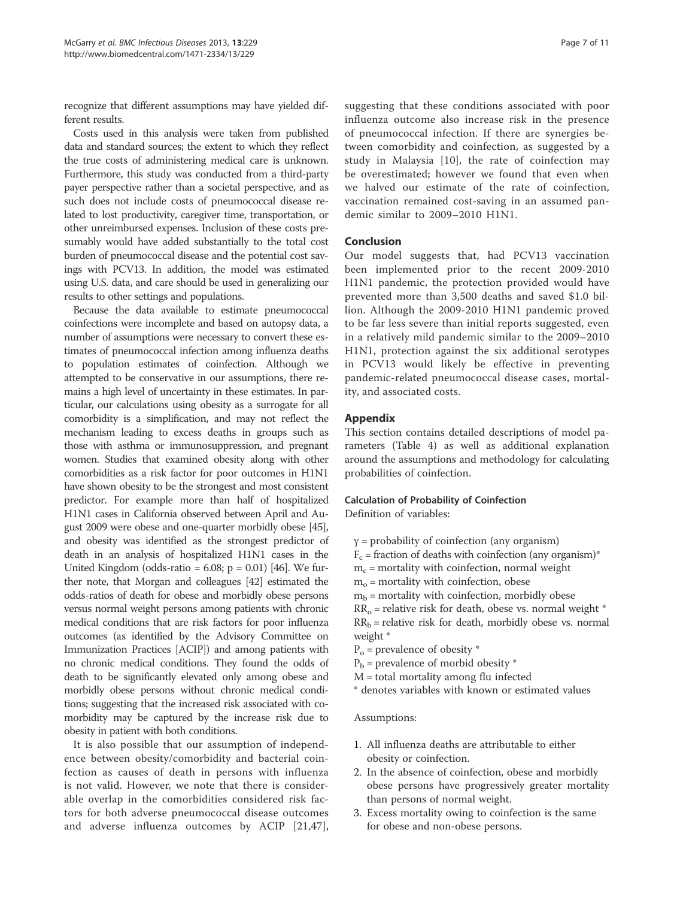recognize that different assumptions may have yielded different results.

Costs used in this analysis were taken from published data and standard sources; the extent to which they reflect the true costs of administering medical care is unknown. Furthermore, this study was conducted from a third-party payer perspective rather than a societal perspective, and as such does not include costs of pneumococcal disease related to lost productivity, caregiver time, transportation, or other unreimbursed expenses. Inclusion of these costs presumably would have added substantially to the total cost burden of pneumococcal disease and the potential cost savings with PCV13. In addition, the model was estimated using U.S. data, and care should be used in generalizing our results to other settings and populations.

Because the data available to estimate pneumococcal coinfections were incomplete and based on autopsy data, a number of assumptions were necessary to convert these estimates of pneumococcal infection among influenza deaths to population estimates of coinfection. Although we attempted to be conservative in our assumptions, there remains a high level of uncertainty in these estimates. In particular, our calculations using obesity as a surrogate for all comorbidity is a simplification, and may not reflect the mechanism leading to excess deaths in groups such as those with asthma or immunosuppression, and pregnant women. Studies that examined obesity along with other comorbidities as a risk factor for poor outcomes in H1N1 have shown obesity to be the strongest and most consistent predictor. For example more than half of hospitalized H1N1 cases in California observed between April and August 2009 were obese and one-quarter morbidly obese [45], and obesity was identified as the strongest predictor of death in an analysis of hospitalized H1N1 cases in the United Kingdom (odds-ratio = 6.08; p = 0.01) [46]. We further note, that Morgan and colleagues [42] estimated the odds-ratios of death for obese and morbidly obese persons versus normal weight persons among patients with chronic medical conditions that are risk factors for poor influenza outcomes (as identified by the Advisory Committee on Immunization Practices [ACIP]) and among patients with no chronic medical conditions. They found the odds of death to be significantly elevated only among obese and morbidly obese persons without chronic medical conditions; suggesting that the increased risk associated with comorbidity may be captured by the increase risk due to obesity in patient with both conditions.

It is also possible that our assumption of independence between obesity/comorbidity and bacterial coinfection as causes of death in persons with influenza is not valid. However, we note that there is considerable overlap in the comorbidities considered risk factors for both adverse pneumococcal disease outcomes and adverse influenza outcomes by ACIP [21,47], suggesting that these conditions associated with poor influenza outcome also increase risk in the presence of pneumococcal infection. If there are synergies between comorbidity and coinfection, as suggested by a study in Malaysia [10], the rate of coinfection may be overestimated; however we found that even when we halved our estimate of the rate of coinfection, vaccination remained cost-saving in an assumed pandemic similar to 2009–2010 H1N1.

## Conclusion

Our model suggests that, had PCV13 vaccination been implemented prior to the recent 2009-2010 H1N1 pandemic, the protection provided would have prevented more than 3,500 deaths and saved $1.0 billion. Although the 2009-2010 H1N1 pandemic proved to be far less severe than initial reports suggested, even in a relatively mild pandemic similar to the 2009–2010 H1N1, protection against the six additional serotypes in PCV13 would likely be effective in preventing pandemic-related pneumococcal disease cases, mortality, and associated costs.

## Appendix

This section contains detailed descriptions of model parameters (Table 4) as well as additional explanation around the assumptions and methodology for calculating probabilities of coinfection.

### Calculation of Probability of Coinfection

Definition of variables:

$\gamma$ = probability of coinfection (any organism)
$F_c$ = fraction of deaths with coinfection (any organism)*
$m_c$ = mortality with coinfection, normal weight
$m_o$ = mortality with coinfection, obese
$m_b$ = mortality with coinfection, morbidly obese
$RR_o$ = relative risk for death, obese vs. normal weight *
$RR_b$ = relative risk for death, morbidly obese vs. normal weight *
$P_o$ = prevalence of obesity *
$P_b$ = prevalence of morbid obesity *
M = total mortality among flu infected
* denotes variables with known or estimated values

Assumptions:

1. All influenza deaths are attributable to either obesity or coinfection.
2. In the absence of coinfection, obese and morbidly obese persons have progressively greater mortality than persons of normal weight.
3. Excess mortality owing to coinfection is the same for obese and non-obese persons.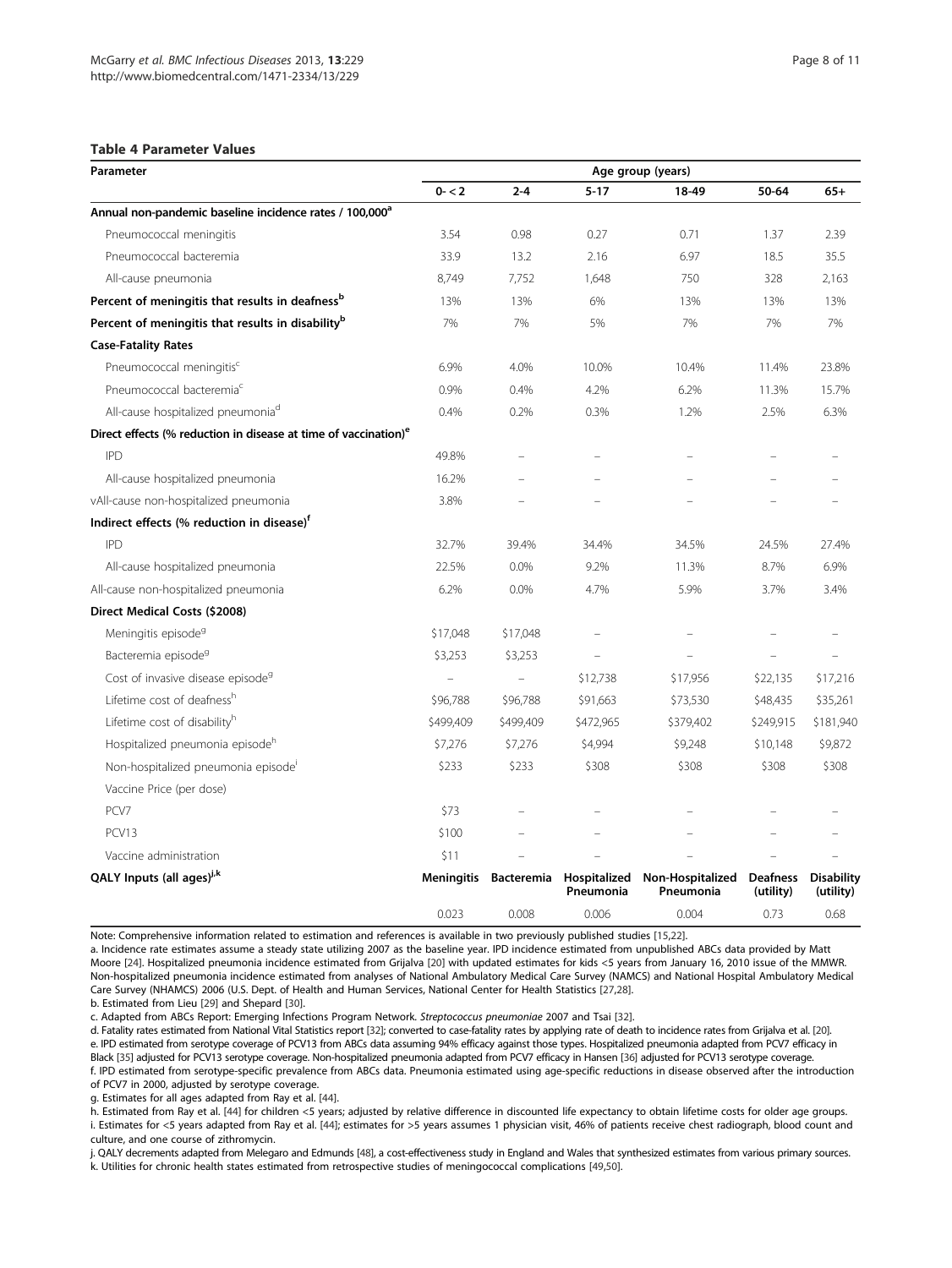### Table 4 Parameter Values

| Parameter | Age group (years) | | | | | |
|---|---|---|---|---|---|---|
| | 0- < 2 | 2-4 | 5-17 | 18-49 | 50-64 | 65+ |
| **Annual non-pandemic baseline incidence rates / 100,000[a]** | | | | | | |
| Pneumococcal meningitis | 3.54 | 0.98 | 0.27 | 0.71 | 1.37 | 2.39 |
| Pneumococcal bacteremia | 33.9 | 13.2 | 2.16 | 6.97 | 18.5 | 35.5 |
| All-cause pneumonia | 8,749 | 7,752 | 1,648 | 750 | 328 | 2,163 |
| **Percent of meningitis that results in deafness[b]** | 13% | 13% | 6% | 13% | 13% | 13% |
| **Percent of meningitis that results in disability[b]** | 7% | 7% | 5% | 7% | 7% | 7% |
| **Case-Fatality Rates** | | | | | | |
| Pneumococcal meningitis[c] | 6.9% | 4.0% | 10.0% | 10.4% | 11.4% | 23.8% |
| Pneumococcal bacteremia[c] | 0.9% | 0.4% | 4.2% | 6.2% | 11.3% | 15.7% |
| All-cause hospitalized pneumonia[d] | 0.4% | 0.2% | 0.3% | 1.2% | 2.5% | 6.3% |
| **Direct effects (% reduction in disease at time of vaccination)[e]** | | | | | | |
| IPD | 49.8% | – | – | – | – | – |
| All-cause hospitalized pneumonia | 16.2% | – | – | – | – | – |
| vAll-cause non-hospitalized pneumonia | 3.8% | – | – | – | – | – |
| **Indirect effects (% reduction in disease)[f]** | | | | | | |
| IPD | 32.7% | 39.4% | 34.4% | 34.5% | 24.5% | 27.4% |
| All-cause hospitalized pneumonia | 22.5% | 0.0% | 9.2% | 11.3% | 8.7% | 6.9% |
| All-cause non-hospitalized pneumonia | 6.2% | 0.0% | 4.7% | 5.9% | 3.7% | 3.4% |
| **Direct Medical Costs ($2008)** | | | | | | |
| Meningitis episode[g] | $17,048 | $17,048 | – | – | – | – |
| Bacteremia episode[g] | $3,253 | $3,253 | – | – | – | – |
| Cost of invasive disease episode[g] | – | – | $12,738 | $17,956 | $22,135 | $17,216 |
| Lifetime cost of deafness[h] | $96,788 | $96,788 | $91,663 | $73,530 | $48,435 | $35,261 |
| Lifetime cost of disability[h] | $499,409 | $499,409 | $472,965 | $379,402 | $249,915 | $181,940 |
| Hospitalized pneumonia episode[h] | $7,276 | $7,276 | $4,994 | $9,248 | $10,148 | $9,872 |
| Non-hospitalized pneumonia episode[i] | $233 | $233 | $308 | $308 | $308 | $308 |
| Vaccine Price (per dose) | | | | | | |
| PCV7 | $73 | – | – | – | – | – |
| PCV13 | $100 | – | – | – | – | – |
| Vaccine administration | $11 | – | – | – | – | – |
| **QALY Inputs (all ages)[j,k]** | **Meningitis** | **Bacteremia** | **Hospitalized Pneumonia** | **Non-Hospitalized Pneumonia** | **Deafness (utility)** | **Disability (utility)** |
| | 0.023 | 0.008 | 0.006 | 0.004 | 0.73 | 0.68 |

Note: Comprehensive information related to estimation and references is available in two previously published studies [15,22].

a. Incidence rate estimates assume a steady state utilizing 2007 as the baseline year. IPD incidence estimated from unpublished ABCs data provided by Matt Moore [24]. Hospitalized pneumonia incidence estimated from Grijalva [20] with updated estimates for kids <5 years from January 16, 2010 issue of the MMWR. Non-hospitalized pneumonia incidence estimated from analyses of National Ambulatory Medical Care Survey (NAMCS) and National Hospital Ambulatory Medical Care Survey (NHAMCS) 2006 (U.S. Dept. of Health and Human Services, National Center for Health Statistics [27,28].

b. Estimated from Lieu [29] and Shepard [30].

c. Adapted from ABCs Report: Emerging Infections Program Network. *Streptococcus pneumoniae* 2007 and Tsai [32].

d. Fatality rates estimated from National Vital Statistics report [32]; converted to case-fatality rates by applying rate of death to incidence rates from Grijalva et al. [20].

e. IPD estimated from serotype coverage of PCV13 from ABCs data assuming 94% efficacy against those types. Hospitalized pneumonia adapted from PCV7 efficacy in Black [35] adjusted for PCV13 serotype coverage. Non-hospitalized pneumonia adapted from PCV7 efficacy in Hansen [36] adjusted for PCV13 serotype coverage.

f. IPD estimated from serotype-specific prevalence from ABCs data. Pneumonia estimated using age-specific reductions in disease observed after the introduction of PCV7 in 2000, adjusted by serotype coverage.

g. Estimates for all ages adapted from Ray et al. [44].

h. Estimated from Ray et al. [44] for children <5 years; adjusted by relative difference in discounted life expectancy to obtain lifetime costs for older age groups.

i. Estimates for <5 years adapted from Ray et al. [44]; estimates for >5 years assumes 1 physician visit, 46% of patients receive chest radiograph, blood count and culture, and one course of zithromycin.

j. QALY decrements adapted from Melegaro and Edmunds [48], a cost-effectiveness study in England and Wales that synthesized estimates from various primary sources.

k. Utilities for chronic health states estimated from retrospective studies of meningococcal complications [49,50].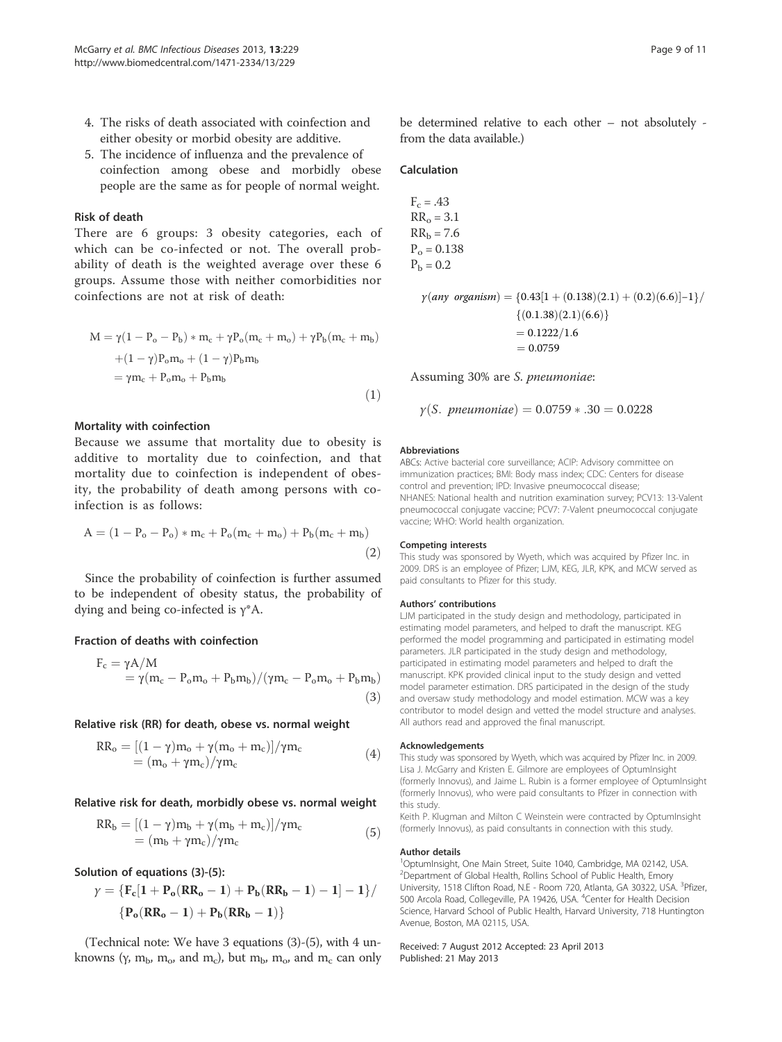4. The risks of death associated with coinfection and either obesity or morbid obesity are additive.
5. The incidence of influenza and the prevalence of coinfection among obese and morbidly obese people are the same as for people of normal weight.

### Risk of death

There are 6 groups: 3 obesity categories, each of which can be co-infected or not. The overall probability of death is the weighted average over these 6 groups. Assume those with neither comorbidities nor coinfections are not at risk of death:

$$
\begin{aligned}
M &= \gamma(1 - P_o - P_b) * m_c + \gamma P_o(m_c + m_o) + \gamma P_b(m_c + m_b) \\
&\quad + (1-\gamma)P_o m_o + (1-\gamma)P_b m_b \\
&= \gamma m_c + P_o m_o + P_b m_b
\end{aligned} \tag{1}
$$

### Mortality with coinfection

Because we assume that mortality due to obesity is additive to mortality due to coinfection, and that mortality due to coinfection is independent of obesity, the probability of death among persons with coinfection is as follows:

$$
A = (1 - P_o - P_o) * m_c + P_o(m_c + m_o) + P_b(m_c + m_b) \tag{2}
$$

Since the probability of coinfection is further assumed to be independent of obesity status, the probability of dying and being co-infected is γ*A.

### Fraction of deaths with coinfection

$$
\begin{aligned}
F_c &= \gamma A/M \\
&= \gamma(m_c - P_o m_o + P_b m_b)/(\gamma m_c - P_o m_o + P_b m_b)
\end{aligned} \tag{3}
$$

### Relative risk (RR) for death, obese vs. normal weight

$$
\begin{aligned}
RR_o &= [(1-\gamma)m_o + \gamma(m_o + m_c)]/\gamma m_c \\
&= (m_o + \gamma m_c)/\gamma m_c
\end{aligned} \tag{4}
$$

### Relative risk for death, morbidly obese vs. normal weight

$$
\begin{aligned}
RR_b &= [(1-\gamma)m_b + \gamma(m_b + m_c)]/\gamma m_c \\
&= (m_b + \gamma m_c)/\gamma m_c
\end{aligned} \tag{5}
$$

### Solution of equations (3)-(5):

$$
\gamma = \{\mathbf{F_c}[\mathbf{1} + \mathbf{P_o}(\mathbf{RR_o} - \mathbf{1}) + \mathbf{P_b}(\mathbf{RR_b} - \mathbf{1}) - \mathbf{1}] - \mathbf{1}\}/\{\mathbf{P_o}(\mathbf{RR_o} - \mathbf{1}) + \mathbf{P_b}(\mathbf{RR_b} - \mathbf{1})\}
$$

(Technical note: We have 3 equations (3)-(5), with 4 unknowns (γ, $m_b$, $m_o$, and $m_c$), but $m_b$, $m_o$, and $m_c$ can only be determined relative to each other – not absolutely - from the data available.)

### Calculation

$F_c = .43$
$RR_o = 3.1$
$RR_b = 7.6$
$P_o = 0.138$
$P_b = 0.2$

$$
\begin{aligned}
\gamma(\textit{any organism}) &= \{0.43[1 + (0.138)(2.1) + (0.2)(6.6)] - 1\}/\{(0.1.38)(2.1)(6.6)\} \\
&= 0.1222/1.6 \\
&= 0.0759
\end{aligned}
$$

Assuming 30% are *S. pneumoniae*:

$$
\gamma(\textit{S. pneumoniae}) = 0.0759 * .30 = 0.0228
$$

#### Abbreviations

ABCs: Active bacterial core surveillance; ACIP: Advisory committee on immunization practices; BMI: Body mass index; CDC: Centers for disease control and prevention; IPD: Invasive pneumococcal disease; NHANES: National health and nutrition examination survey; PCV13: 13-Valent pneumococcal conjugate vaccine; PCV7: 7-Valent pneumococcal conjugate vaccine; WHO: World health organization.

#### Competing interests

This study was sponsored by Wyeth, which was acquired by Pfizer Inc. in 2009. DRS is an employee of Pfizer; LJM, KEG, JLR, KPK, and MCW served as paid consultants to Pfizer for this study.

#### Authors' contributions

LJM participated in the study design and methodology, participated in estimating model parameters, and helped to draft the manuscript. KEG performed the model programming and participated in estimating model parameters. JLR participated in the study design and methodology, participated in estimating model parameters and helped to draft the manuscript. KPK provided clinical input to the study design and vetted model parameter estimation. DRS participated in the design of the study and oversaw study methodology and model estimation. MCW was a key contributor to model design and vetted the model structure and analyses. All authors read and approved the final manuscript.

#### Acknowledgements

This study was sponsored by Wyeth, which was acquired by Pfizer Inc. in 2009. Lisa J. McGarry and Kristen E. Gilmore are employees of OptumInsight (formerly Innovus), and Jaime L. Rubin is a former employee of OptumInsight (formerly Innovus), who were paid consultants to Pfizer in connection with this study.

Keith P. Klugman and Milton C Weinstein were contracted by OptumInsight (formerly Innovus), as paid consultants in connection with this study.

#### Author details

[1]OptumInsight, One Main Street, Suite 1040, Cambridge, MA 02142, USA. [2]Department of Global Health, Rollins School of Public Health, Emory University, 1518 Clifton Road, N.E - Room 720, Atlanta, GA 30322, USA. [3]Pfizer, 500 Arcola Road, Collegeville, PA 19426, USA. [4]Center for Health Decision Science, Harvard School of Public Health, Harvard University, 718 Huntington Avenue, Boston, MA 02115, USA.

Received: 7 August 2012 Accepted: 23 April 2013
Published: 21 May 2013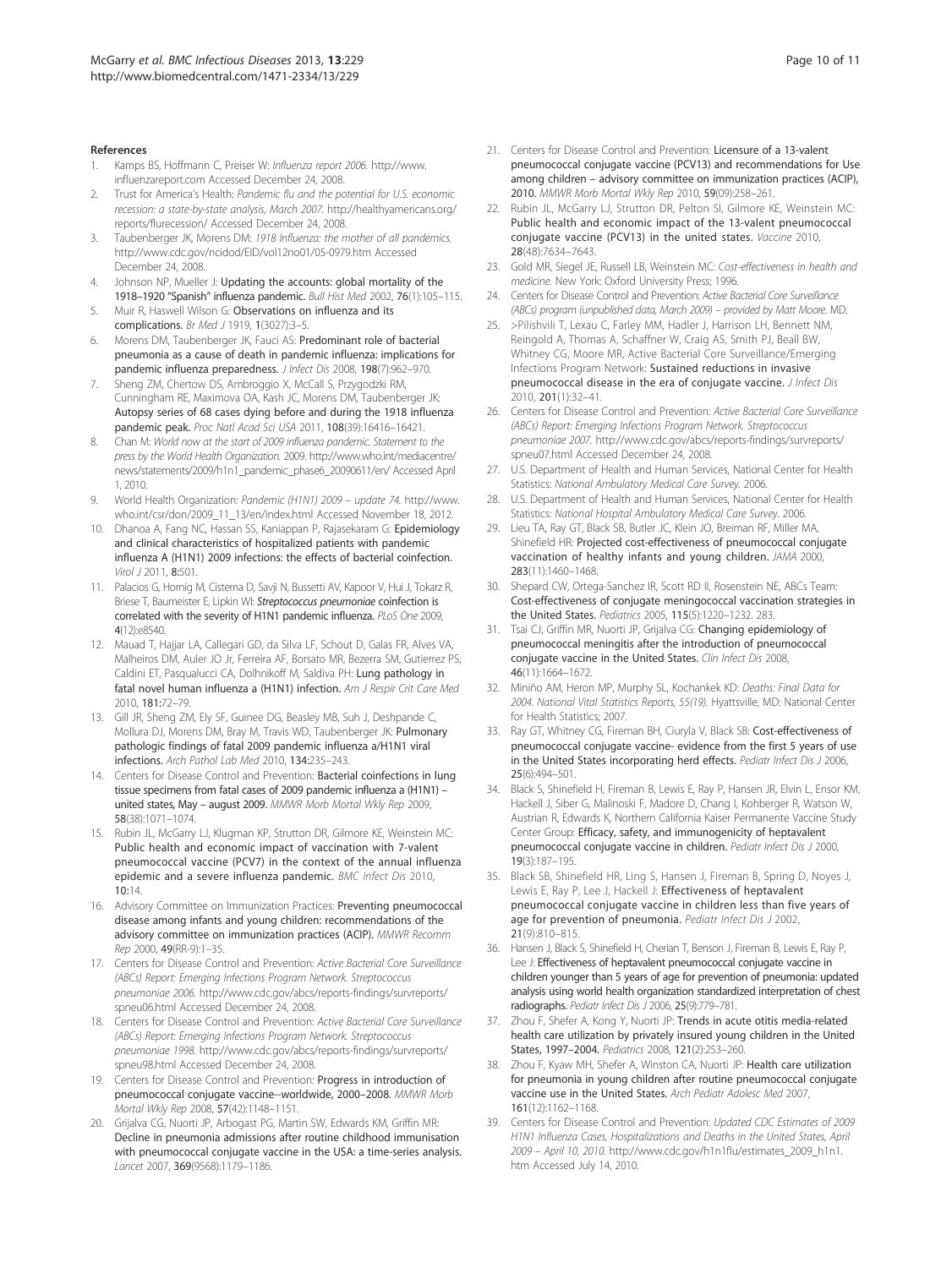## References

1. Kamps BS, Hoffmann C, Preiser W: *Influenza report 2006.* http://www.influenzareport.com Accessed December 24, 2008.
2. Trust for America's Health: *Pandemic flu and the potential for U.S. economic recession: a state-by-state analysis, March 2007.* http://healthyamericans.org/reports/flurecession/ Accessed December 24, 2008.
3. Taubenberger JK, Morens DM: *1918 Influenza: the mother of all pandemics.* http://www.cdc.gov/ncidod/EID/vol12no01/05-0979.htm Accessed December 24, 2008.
4. Johnson NP, Mueller J: **Updating the accounts: global mortality of the 1918–1920 "Spanish" influenza pandemic.** *Bull Hist Med* 2002, **76**(1):105–115.
5. Muir R, Haswell Wilson G: **Observations on influenza and its complications.** *Br Med J* 1919, **1**(3027):3–5.
6. Morens DM, Taubenberger JK, Fauci AS: **Predominant role of bacterial pneumonia as a cause of death in pandemic influenza: implications for pandemic influenza preparedness.** *J Infect Dis* 2008, **198**(7):962–970.
7. Sheng ZM, Chertow DS, Ambroggio X, McCall S, Przygodzki RM, Cunningham RE, Maximova OA, Kash JC, Morens DM, Taubenberger JK: **Autopsy series of 68 cases dying before and during the 1918 influenza pandemic peak.** *Proc Natl Acad Sci USA* 2011, **108**(39):16416–16421.
8. Chan M: *World now at the start of 2009 influenza pandemic. Statement to the press by the World Health Organization.* 2009. http://www.who.int/mediacentre/news/statements/2009/h1n1_pandemic_phase6_20090611/en/ Accessed April 1, 2010.
9. World Health Organization: *Pandemic (H1N1) 2009 – update 74.* http://www.who.int/csr/don/2009_11_13/en/index.html Accessed November 18, 2012.
10. Dhanoa A, Fang NC, Hassan SS, Kaniappan P, Rajasekaram G: **Epidemiology and clinical characteristics of hospitalized patients with pandemic influenza A (H1N1) 2009 infections: the effects of bacterial coinfection.** *Virol J* 2011, **8**:501.
11. Palacios G, Hornig M, Cisterna D, Savji N, Bussetti AV, Kapoor V, Hui J, Tokarz R, Briese T, Baumeister E, Lipkin WI: ***Streptococcus pneumoniae* coinfection is correlated with the severity of H1N1 pandemic influenza.** *PLoS One* 2009, **4**(12):e8540.
12. Mauad T, Hajjar LA, Callegari GD, da Silva LF, Schout D, Galas FR, Alves VA, Malheiros DM, Auler JO Jr, Ferreira AF, Borsato MR, Bezerra SM, Gutierrez PS, Caldini ET, Pasqualucci CA, Dolhnikoff M, Saldiva PH: **Lung pathology in fatal novel human influenza a (H1N1) infection.** *Am J Respir Crit Care Med* 2010, **181**:72–79.
13. Gill JR, Sheng ZM, Ely SF, Guinee DG, Beasley MB, Suh J, Deshpande C, Mollura DJ, Morens DM, Bray M, Travis WD, Taubenberger JK: **Pulmonary pathologic findings of fatal 2009 pandemic influenza a/H1N1 viral infections.** *Arch Pathol Lab Med* 2010, **134**:235–243.
14. Centers for Disease Control and Prevention: **Bacterial coinfections in lung tissue specimens from fatal cases of 2009 pandemic influenza a (H1N1) – united states, May – august 2009.** *MMWR Morb Mortal Wkly Rep* 2009, **58**(38):1071–1074.
15. Rubin JL, McGarry LJ, Klugman KP, Strutton DR, Gilmore KE, Weinstein MC: **Public health and economic impact of vaccination with 7-valent pneumococcal vaccine (PCV7) in the context of the annual influenza epidemic and a severe influenza pandemic.** *BMC Infect Dis* 2010, **10**:14.
16. Advisory Committee on Immunization Practices: **Preventing pneumococcal disease among infants and young children: recommendations of the advisory committee on immunization practices (ACIP).** *MMWR Recomm Rep* 2000, **49**(RR-9):1–35.
17. Centers for Disease Control and Prevention: *Active Bacterial Core Surveillance (ABCs) Report: Emerging Infections Program Network. Streptococcus pneumoniae 2006.* http://www.cdc.gov/abcs/reports-findings/survreports/spneu06.html Accessed December 24, 2008.
18. Centers for Disease Control and Prevention: *Active Bacterial Core Surveillance (ABCs) Report: Emerging Infections Program Network. Streptococcus pneumoniae 1998.* http://www.cdc.gov/abcs/reports-findings/survreports/spneu98.html Accessed December 24, 2008.
19. Centers for Disease Control and Prevention: **Progress in introduction of pneumococcal conjugate vaccine--worldwide, 2000–2008.** *MMWR Morb Mortal Wkly Rep* 2008, **57**(42):1148–1151.
20. Grijalva CG, Nuorti JP, Arbogast PG, Martin SW, Edwards KM, Griffin MR: **Decline in pneumonia admissions after routine childhood immunisation with pneumococcal conjugate vaccine in the USA: a time-series analysis.** *Lancet* 2007, **369**(9568):1179–1186.
21. Centers for Disease Control and Prevention: **Licensure of a 13-valent pneumococcal conjugate vaccine (PCV13) and recommendations for Use among children – advisory committee on immunization practices (ACIP), 2010.** *MMWR Morb Mortal Wkly Rep* 2010, **59**(09):258–261.
22. Rubin JL, McGarry LJ, Strutton DR, Pelton SI, Gilmore KE, Weinstein MC: **Public health and economic impact of the 13-valent pneumococcal conjugate vaccine (PCV13) in the united states.** *Vaccine* 2010, **28**(48):7634–7643.
23. Gold MR, Siegel JE, Russell LB, Weinstein MC: *Cost-effectiveness in health and medicine.* New York: Oxford University Press; 1996.
24. Centers for Disease Control and Prevention: *Active Bacterial Core Surveillance (ABCs) program (unpublished data, March 2009) – provided by Matt Moore.* MD.
25. >Pilishvili T, Lexau C, Farley MM, Hadler J, Harrison LH, Bennett NM, Reingold A, Thomas A, Schaffner W, Craig AS, Smith PJ, Beall BW, Whitney CG, Moore MR, Active Bacterial Core Surveillance/Emerging Infections Program Network: **Sustained reductions in invasive pneumococcal disease in the era of conjugate vaccine.** *J Infect Dis* 2010, **201**(1):32–41.
26. Centers for Disease Control and Prevention: *Active Bacterial Core Surveillance (ABCs) Report: Emerging Infections Program Network. Streptococcus pneumoniae 2007.* http://www.cdc.gov/abcs/reports-findings/survreports/spneu07.html Accessed December 24, 2008.
27. U.S. Department of Health and Human Services, National Center for Health Statistics: *National Ambulatory Medical Care Survey.* 2006.
28. U.S. Department of Health and Human Services, National Center for Health Statistics: *National Hospital Ambulatory Medical Care Survey.* 2006.
29. Lieu TA, Ray GT, Black SB, Butler JC, Klein JO, Breiman RF, Miller MA, Shinefield HR: **Projected cost-effectiveness of pneumococcal conjugate vaccination of healthy infants and young children.** *JAMA* 2000, **283**(11):1460–1468.
30. Shepard CW, Ortega-Sanchez IR, Scott RD II, Rosenstein NE, ABCs Team: **Cost-effectiveness of conjugate meningococcal vaccination strategies in the United States.** *Pediatrics* 2005, **115**(5):1220–1232. 283.
31. Tsai CJ, Griffin MR, Nuorti JP, Grijalva CG: **Changing epidemiology of pneumococcal meningitis after the introduction of pneumococcal conjugate vaccine in the United States.** *Clin Infect Dis* 2008, **46**(11):1664–1672.
32. Miniño AM, Heron MP, Murphy SL, Kochankek KD: *Deaths: Final Data for 2004. National Vital Statistics Reports, 55(19).* Hyattsville, MD: National Center for Health Statistics; 2007.
33. Ray GT, Whitney CG, Fireman BH, Ciuryla V, Black SB: **Cost-effectiveness of pneumococcal conjugate vaccine- evidence from the first 5 years of use in the United States incorporating herd effects.** *Pediatr Infect Dis J* 2006, **25**(6):494–501.
34. Black S, Shinefield H, Fireman B, Lewis E, Ray P, Hansen JR, Elvin L, Ensor KM, Hackell J, Siber G, Malinoski F, Madore D, Chang I, Kohberger R, Watson W, Austrian R, Edwards K, Northern California Kaiser Permanente Vaccine Study Center Group: **Efficacy, safety, and immunogenicity of heptavalent pneumococcal conjugate vaccine in children.** *Pediatr Infect Dis J* 2000, **19**(3):187–195.
35. Black SB, Shinefield HR, Ling S, Hansen J, Fireman B, Spring D, Noyes J, Lewis E, Ray P, Lee J, Hackell J: **Effectiveness of heptavalent pneumococcal conjugate vaccine in children less than five years of age for prevention of pneumonia.** *Pediatr Infect Dis J* 2002, **21**(9):810–815.
36. Hansen J, Black S, Shinefield H, Cherian T, Benson J, Fireman B, Lewis E, Ray P, Lee J: **Effectiveness of heptavalent pneumococcal conjugate vaccine in children younger than 5 years of age for prevention of pneumonia: updated analysis using world health organization standardized interpretation of chest radiographs.** *Pediatr Infect Dis J* 2006, **25**(9):779–781.
37. Zhou F, Shefer A, Kong Y, Nuorti JP: **Trends in acute otitis media-related health care utilization by privately insured young children in the United States, 1997–2004.** *Pediatrics* 2008, **121**(2):253–260.
38. Zhou F, Kyaw MH, Shefer A, Winston CA, Nuorti JP: **Health care utilization for pneumonia in young children after routine pneumococcal conjugate vaccine use in the United States.** *Arch Pediatr Adolesc Med* 2007, **161**(12):1162–1168.
39. Centers for Disease Control and Prevention: *Updated CDC Estimates of 2009 H1N1 Influenza Cases, Hospitalizations and Deaths in the United States, April 2009 – April 10, 2010.* http://www.cdc.gov/h1n1flu/estimates_2009_h1n1.htm Accessed July 14, 2010.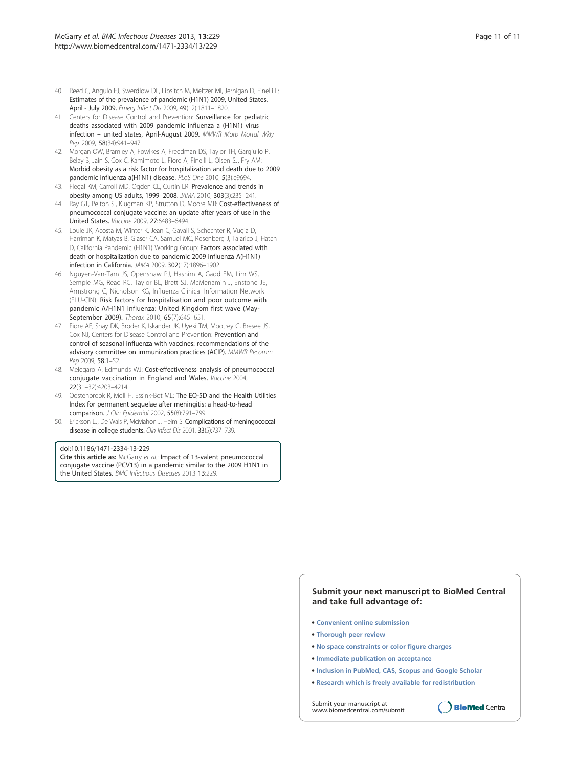40. Reed C, Angulo FJ, Swerdlow DL, Lipsitch M, Meltzer MI, Jernigan D, Finelli L: **Estimates of the prevalence of pandemic (H1N1) 2009, United States, April - July 2009.** *Emerg Infect Dis* 2009, **49**(12):1811–1820.
41. Centers for Disease Control and Prevention: **Surveillance for pediatric deaths associated with 2009 pandemic influenza a (H1N1) virus infection – united states, April-August 2009.** *MMWR Morb Mortal Wkly Rep* 2009, **58**(34):941–947.
42. Morgan OW, Bramley A, Fowlkes A, Freedman DS, Taylor TH, Gargiullo P, Belay B, Jain S, Cox C, Kamimoto L, Fiore A, Finelli L, Olsen SJ, Fry AM: **Morbid obesity as a risk factor for hospitalization and death due to 2009 pandemic influenza a(H1N1) disease.** *PLoS One* 2010, **5**(3):e9694.
43. Flegal KM, Carroll MD, Ogden CL, Curtin LR: **Prevalence and trends in obesity among US adults, 1999–2008.** *JAMA* 2010, **303**(3):235–241.
44. Ray GT, Pelton SI, Klugman KP, Strutton D, Moore MR: **Cost-effectiveness of pneumococcal conjugate vaccine: an update after years of use in the United States.** *Vaccine* 2009, **27:**6483–6494.
45. Louie JK, Acosta M, Winter K, Jean C, Gavali S, Schechter R, Vugia D, Harriman K, Matyas B, Glaser CA, Samuel MC, Rosenberg J, Talarico J, Hatch D, California Pandemic (H1N1) Working Group: **Factors associated with death or hospitalization due to pandemic 2009 influenza A(H1N1) infection in California.** *JAMA* 2009, **302**(17):1896–1902.
46. Nguyen-Van-Tam JS, Openshaw PJ, Hashim A, Gadd EM, Lim WS, Semple MG, Read RC, Taylor BL, Brett SJ, McMenamin J, Enstone JE, Armstrong C, Nicholson KG, Influenza Clinical Information Network (FLU-CIN): **Risk factors for hospitalisation and poor outcome with pandemic A/H1N1 influenza: United Kingdom first wave (May-September 2009).** *Thorax* 2010, **65**(7):645–651.
47. Fiore AE, Shay DK, Broder K, Iskander JK, Uyeki TM, Mootrey G, Bresee JS, Cox NJ, Centers for Disease Control and Prevention: **Prevention and control of seasonal influenza with vaccines: recommendations of the advisory committee on immunization practices (ACIP).** *MMWR Recomm Rep* 2009, **58:**1–52.
48. Melegaro A, Edmunds WJ: **Cost-effectiveness analysis of pneumococcal conjugate vaccination in England and Wales.** *Vaccine* 2004, **22**(31–32):4203–4214.
49. Oostenbrook R, Moll H, Essink-Bot ML: **The EQ-5D and the Health Utilities Index for permanent sequelae after meningitis: a head-to-head comparison.** *J Clin Epidemiol* 2002, **55**(8):791–799.
50. Erickson LJ, De Wals P, McMahon J, Heim S: **Complications of meningococcal disease in college students.** *Clin Infect Dis* 2001, **33**(5):737–739.

doi:10.1186/1471-2334-13-229

**Cite this article as:** McGarry *et al.*: Impact of 13-valent pneumococcal conjugate vaccine (PCV13) in a pandemic similar to the 2009 H1N1 in the United States. *BMC Infectious Diseases* 2013 **13**:229.

**Submit your next manuscript to BioMed Central and take full advantage of:**

- Convenient online submission
- Thorough peer review
- No space constraints or color figure charges
- Immediate publication on acceptance
- Inclusion in PubMed, CAS, Scopus and Google Scholar
- Research which is freely available for redistribution

Submit your manuscript at
www.biomedcentral.com/submit

BioMed Central